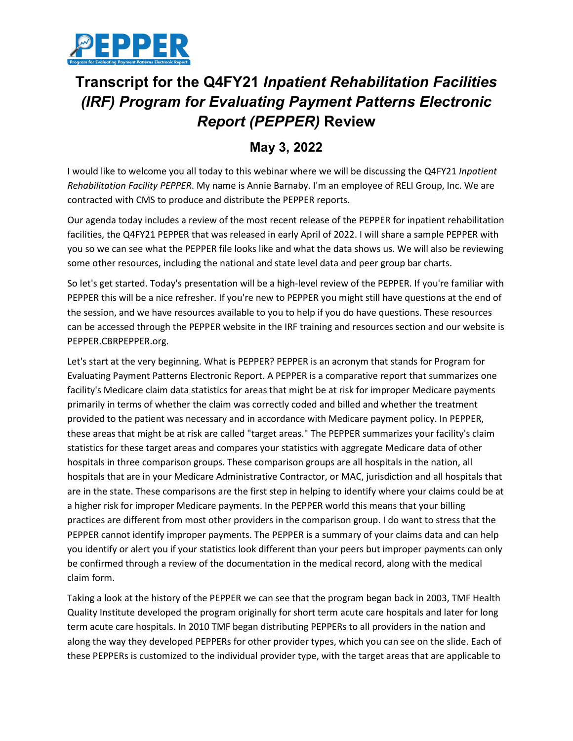# Transcript for the Q4FY21 *Inpatient Rehabilitation Facilities (IRF) Program for Evaluating Payment Patterns Electronic Report (PEPPER)* Review

## May 3, 2022

I would like to welcome you all today to this webinar where we will be discussing the Q4FY21 *Inpatient Rehabilitation Facility PEPPER*. My name is Annie Barnaby. I'm an employee of RELI Group, Inc. We are contracted with CMS to produce and distribute the PEPPER reports.

Our agenda today includes a review of the most recent release of the PEPPER for inpatient rehabilitation facilities, the Q4FY21 PEPPER that was released in early April of 2022. I will share a sample PEPPER with you so we can see what the PEPPER file looks like and what the data shows us. We will also be reviewing some other resources, including the national and state level data and peer group bar charts.

So let's get started. Today's presentation will be a high-level review of the PEPPER. If you're familiar with PEPPER this will be a nice refresher. If you're new to PEPPER you might still have questions at the end of the session, and we have resources available to you to help if you do have questions. These resources can be accessed through the PEPPER website in the IRF training and resources section and our website is PEPPER.CBRPEPPER.org.

Let's start at the very beginning. What is PEPPER? PEPPER is an acronym that stands for Program for Evaluating Payment Patterns Electronic Report. A PEPPER is a comparative report that summarizes one facility's Medicare claim data statistics for areas that might be at risk for improper Medicare payments primarily in terms of whether the claim was correctly coded and billed and whether the treatment provided to the patient was necessary and in accordance with Medicare payment policy. In PEPPER, these areas that might be at risk are called "target areas." The PEPPER summarizes your facility's claim statistics for these target areas and compares your statistics with aggregate Medicare data of other hospitals in three comparison groups. These comparison groups are all hospitals in the nation, all hospitals that are in your Medicare Administrative Contractor, or MAC, jurisdiction and all hospitals that are in the state. These comparisons are the first step in helping to identify where your claims could be at a higher risk for improper Medicare payments. In the PEPPER world this means that your billing practices are different from most other providers in the comparison group. I do want to stress that the PEPPER cannot identify improper payments. The PEPPER is a summary of your claims data and can help you identify or alert you if your statistics look different than your peers but improper payments can only be confirmed through a review of the documentation in the medical record, along with the medical claim form.

Taking a look at the history of the PEPPER we can see that the program began back in 2003, TMF Health Quality Institute developed the program originally for short term acute care hospitals and later for long term acute care hospitals. In 2010 TMF began distributing PEPPERs to all providers in the nation and along the way they developed PEPPERs for other provider types, which you can see on the slide. Each of these PEPPERs is customized to the individual provider type, with the target areas that are applicable to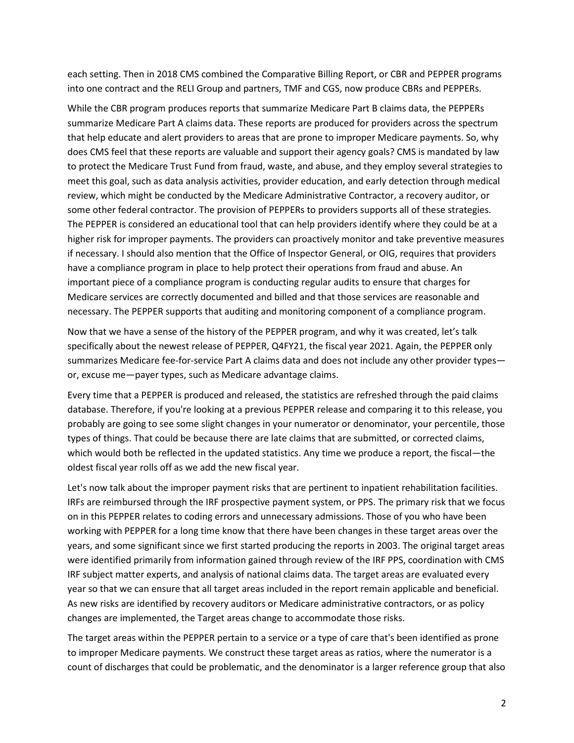each setting. Then in 2018 CMS combined the Comparative Billing Report, or CBR and PEPPER programs into one contract and the RELI Group and partners, TMF and CGS, now produce CBRs and PEPPERs.

While the CBR program produces reports that summarize Medicare Part B claims data, the PEPPERs summarize Medicare Part A claims data. These reports are produced for providers across the spectrum that help educate and alert providers to areas that are prone to improper Medicare payments. So, why does CMS feel that these reports are valuable and support their agency goals? CMS is mandated by law to protect the Medicare Trust Fund from fraud, waste, and abuse, and they employ several strategies to meet this goal, such as data analysis activities, provider education, and early detection through medical review, which might be conducted by the Medicare Administrative Contractor, a recovery auditor, or some other federal contractor. The provision of PEPPERs to providers supports all of these strategies. The PEPPER is considered an educational tool that can help providers identify where they could be at a higher risk for improper payments. The providers can proactively monitor and take preventive measures if necessary. I should also mention that the Office of Inspector General, or OIG, requires that providers have a compliance program in place to help protect their operations from fraud and abuse. An important piece of a compliance program is conducting regular audits to ensure that charges for Medicare services are correctly documented and billed and that those services are reasonable and necessary. The PEPPER supports that auditing and monitoring component of a compliance program.

Now that we have a sense of the history of the PEPPER program, and why it was created, let's talk specifically about the newest release of PEPPER, Q4FY21, the fiscal year 2021. Again, the PEPPER only summarizes Medicare fee-for-service Part A claims data and does not include any other provider types—or, excuse me—payer types, such as Medicare advantage claims.

Every time that a PEPPER is produced and released, the statistics are refreshed through the paid claims database. Therefore, if you're looking at a previous PEPPER release and comparing it to this release, you probably are going to see some slight changes in your numerator or denominator, your percentile, those types of things. That could be because there are late claims that are submitted, or corrected claims, which would both be reflected in the updated statistics. Any time we produce a report, the fiscal—the oldest fiscal year rolls off as we add the new fiscal year.

Let's now talk about the improper payment risks that are pertinent to inpatient rehabilitation facilities. IRFs are reimbursed through the IRF prospective payment system, or PPS. The primary risk that we focus on in this PEPPER relates to coding errors and unnecessary admissions. Those of you who have been working with PEPPER for a long time know that there have been changes in these target areas over the years, and some significant since we first started producing the reports in 2003. The original target areas were identified primarily from information gained through review of the IRF PPS, coordination with CMS IRF subject matter experts, and analysis of national claims data. The target areas are evaluated every year so that we can ensure that all target areas included in the report remain applicable and beneficial. As new risks are identified by recovery auditors or Medicare administrative contractors, or as policy changes are implemented, the Target areas change to accommodate those risks.

The target areas within the PEPPER pertain to a service or a type of care that's been identified as prone to improper Medicare payments. We construct these target areas as ratios, where the numerator is a count of discharges that could be problematic, and the denominator is a larger reference group that also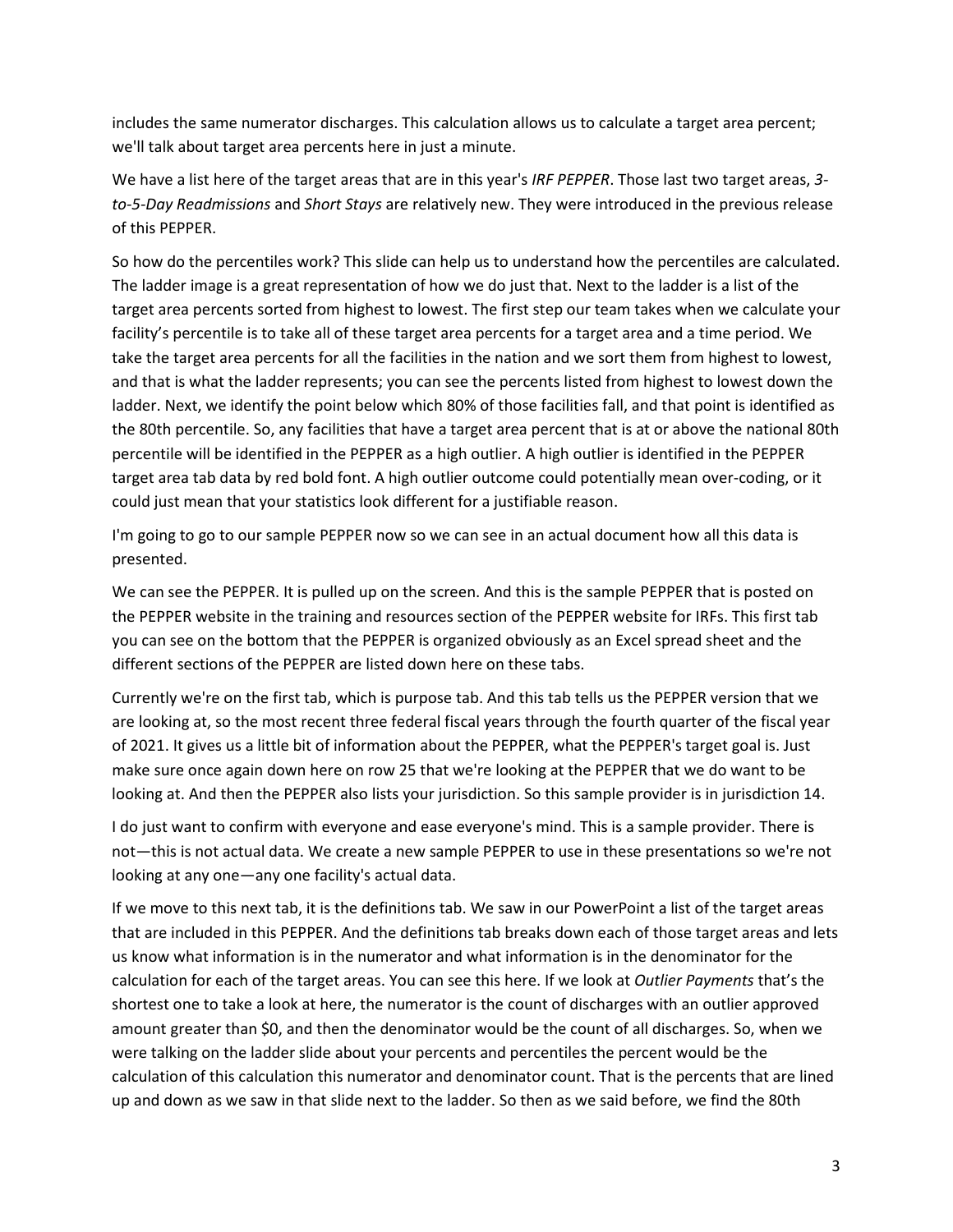includes the same numerator discharges. This calculation allows us to calculate a target area percent; we'll talk about target area percents here in just a minute.

We have a list here of the target areas that are in this year's *IRF PEPPER*. Those last two target areas, *3-to-5-Day Readmissions* and *Short Stays* are relatively new. They were introduced in the previous release of this PEPPER.

So how do the percentiles work? This slide can help us to understand how the percentiles are calculated. The ladder image is a great representation of how we do just that. Next to the ladder is a list of the target area percents sorted from highest to lowest. The first step our team takes when we calculate your facility's percentile is to take all of these target area percents for a target area and a time period. We take the target area percents for all the facilities in the nation and we sort them from highest to lowest, and that is what the ladder represents; you can see the percents listed from highest to lowest down the ladder. Next, we identify the point below which 80% of those facilities fall, and that point is identified as the 80th percentile. So, any facilities that have a target area percent that is at or above the national 80th percentile will be identified in the PEPPER as a high outlier. A high outlier is identified in the PEPPER target area tab data by red bold font. A high outlier outcome could potentially mean over-coding, or it could just mean that your statistics look different for a justifiable reason.

I'm going to go to our sample PEPPER now so we can see in an actual document how all this data is presented.

We can see the PEPPER. It is pulled up on the screen. And this is the sample PEPPER that is posted on the PEPPER website in the training and resources section of the PEPPER website for IRFs. This first tab you can see on the bottom that the PEPPER is organized obviously as an Excel spread sheet and the different sections of the PEPPER are listed down here on these tabs.

Currently we're on the first tab, which is purpose tab. And this tab tells us the PEPPER version that we are looking at, so the most recent three federal fiscal years through the fourth quarter of the fiscal year of 2021. It gives us a little bit of information about the PEPPER, what the PEPPER's target goal is. Just make sure once again down here on row 25 that we're looking at the PEPPER that we do want to be looking at. And then the PEPPER also lists your jurisdiction. So this sample provider is in jurisdiction 14.

I do just want to confirm with everyone and ease everyone's mind. This is a sample provider. There is not—this is not actual data. We create a new sample PEPPER to use in these presentations so we're not looking at any one—any one facility's actual data.

If we move to this next tab, it is the definitions tab. We saw in our PowerPoint a list of the target areas that are included in this PEPPER. And the definitions tab breaks down each of those target areas and lets us know what information is in the numerator and what information is in the denominator for the calculation for each of the target areas. You can see this here. If we look at *Outlier Payments* that's the shortest one to take a look at here, the numerator is the count of discharges with an outlier approved amount greater than $0, and then the denominator would be the count of all discharges. So, when we were talking on the ladder slide about your percents and percentiles the percent would be the calculation of this calculation this numerator and denominator count. That is the percents that are lined up and down as we saw in that slide next to the ladder. So then as we said before, we find the 80th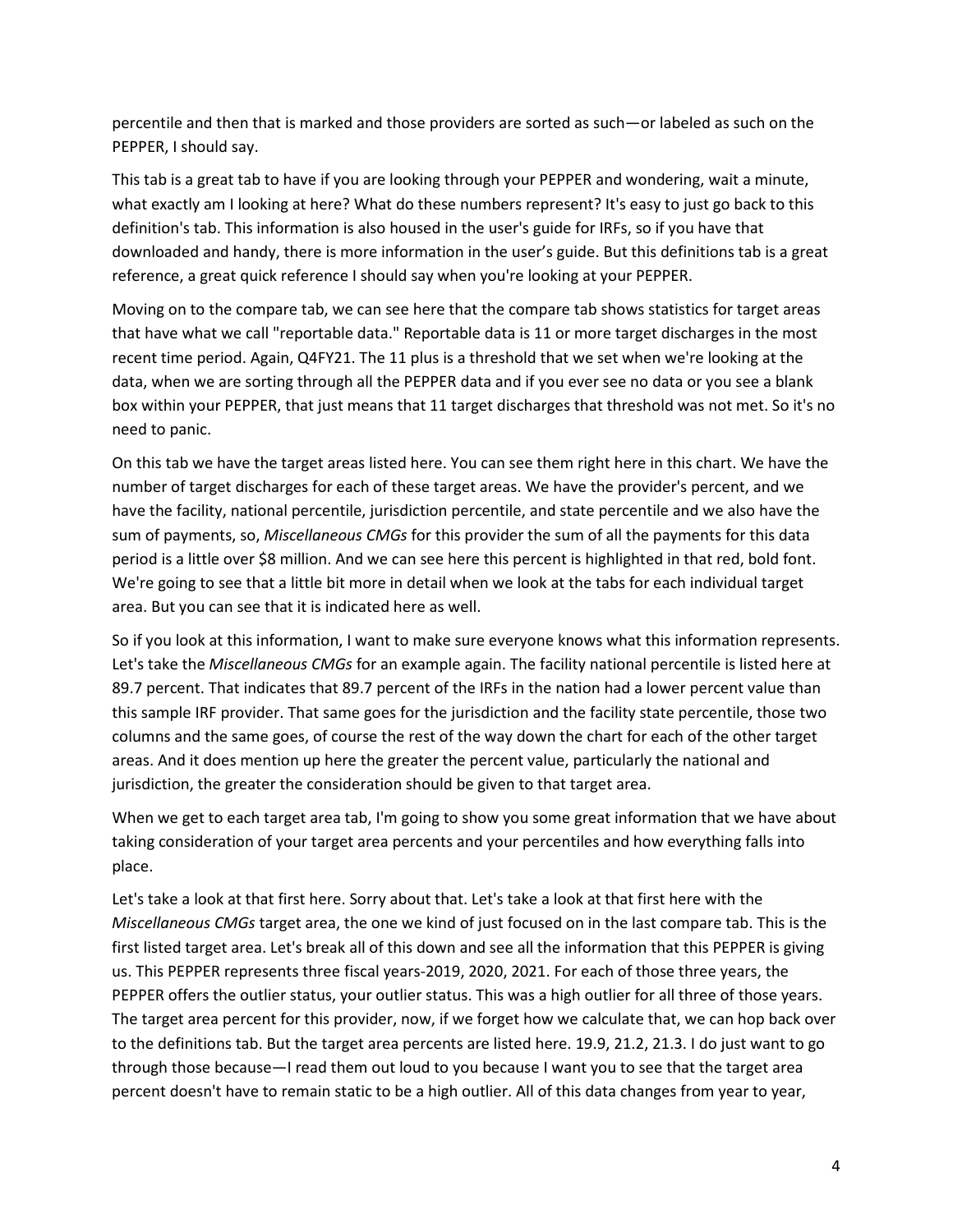percentile and then that is marked and those providers are sorted as such—or labeled as such on the PEPPER, I should say.

This tab is a great tab to have if you are looking through your PEPPER and wondering, wait a minute, what exactly am I looking at here? What do these numbers represent? It's easy to just go back to this definition's tab. This information is also housed in the user's guide for IRFs, so if you have that downloaded and handy, there is more information in the user's guide. But this definitions tab is a great reference, a great quick reference I should say when you're looking at your PEPPER.

Moving on to the compare tab, we can see here that the compare tab shows statistics for target areas that have what we call "reportable data." Reportable data is 11 or more target discharges in the most recent time period. Again, Q4FY21. The 11 plus is a threshold that we set when we're looking at the data, when we are sorting through all the PEPPER data and if you ever see no data or you see a blank box within your PEPPER, that just means that 11 target discharges that threshold was not met. So it's no need to panic.

On this tab we have the target areas listed here. You can see them right here in this chart. We have the number of target discharges for each of these target areas. We have the provider's percent, and we have the facility, national percentile, jurisdiction percentile, and state percentile and we also have the sum of payments, so, *Miscellaneous CMGs* for this provider the sum of all the payments for this data period is a little over $8 million. And we can see here this percent is highlighted in that red, bold font. We're going to see that a little bit more in detail when we look at the tabs for each individual target area. But you can see that it is indicated here as well.

So if you look at this information, I want to make sure everyone knows what this information represents. Let's take the *Miscellaneous CMGs* for an example again. The facility national percentile is listed here at 89.7 percent. That indicates that 89.7 percent of the IRFs in the nation had a lower percent value than this sample IRF provider. That same goes for the jurisdiction and the facility state percentile, those two columns and the same goes, of course the rest of the way down the chart for each of the other target areas. And it does mention up here the greater the percent value, particularly the national and jurisdiction, the greater the consideration should be given to that target area.

When we get to each target area tab, I'm going to show you some great information that we have about taking consideration of your target area percents and your percentiles and how everything falls into place.

Let's take a look at that first here. Sorry about that. Let's take a look at that first here with the *Miscellaneous CMGs* target area, the one we kind of just focused on in the last compare tab. This is the first listed target area. Let's break all of this down and see all the information that this PEPPER is giving us. This PEPPER represents three fiscal years-2019, 2020, 2021. For each of those three years, the PEPPER offers the outlier status, your outlier status. This was a high outlier for all three of those years. The target area percent for this provider, now, if we forget how we calculate that, we can hop back over to the definitions tab. But the target area percents are listed here. 19.9, 21.2, 21.3. I do just want to go through those because—I read them out loud to you because I want you to see that the target area percent doesn't have to remain static to be a high outlier. All of this data changes from year to year,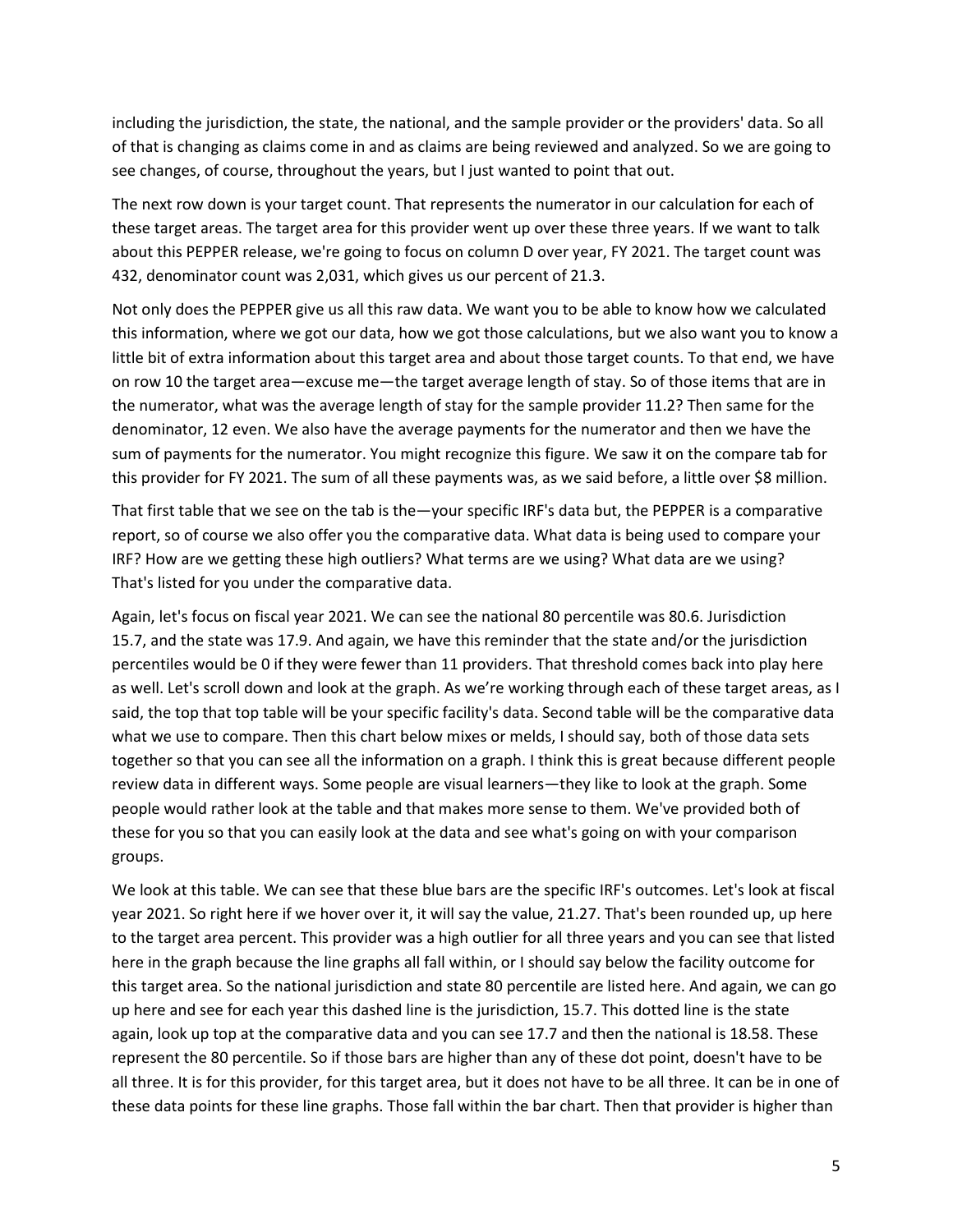including the jurisdiction, the state, the national, and the sample provider or the providers' data. So all of that is changing as claims come in and as claims are being reviewed and analyzed. So we are going to see changes, of course, throughout the years, but I just wanted to point that out.

The next row down is your target count. That represents the numerator in our calculation for each of these target areas. The target area for this provider went up over these three years. If we want to talk about this PEPPER release, we're going to focus on column D over year, FY 2021. The target count was 432, denominator count was 2,031, which gives us our percent of 21.3.

Not only does the PEPPER give us all this raw data. We want you to be able to know how we calculated this information, where we got our data, how we got those calculations, but we also want you to know a little bit of extra information about this target area and about those target counts. To that end, we have on row 10 the target area—excuse me—the target average length of stay. So of those items that are in the numerator, what was the average length of stay for the sample provider 11.2? Then same for the denominator, 12 even. We also have the average payments for the numerator and then we have the sum of payments for the numerator. You might recognize this figure. We saw it on the compare tab for this provider for FY 2021. The sum of all these payments was, as we said before, a little over $8 million.

That first table that we see on the tab is the—your specific IRF's data but, the PEPPER is a comparative report, so of course we also offer you the comparative data. What data is being used to compare your IRF? How are we getting these high outliers? What terms are we using? What data are we using? That's listed for you under the comparative data.

Again, let's focus on fiscal year 2021. We can see the national 80 percentile was 80.6. Jurisdiction 15.7, and the state was 17.9. And again, we have this reminder that the state and/or the jurisdiction percentiles would be 0 if they were fewer than 11 providers. That threshold comes back into play here as well. Let's scroll down and look at the graph. As we're working through each of these target areas, as I said, the top that top table will be your specific facility's data. Second table will be the comparative data what we use to compare. Then this chart below mixes or melds, I should say, both of those data sets together so that you can see all the information on a graph. I think this is great because different people review data in different ways. Some people are visual learners—they like to look at the graph. Some people would rather look at the table and that makes more sense to them. We've provided both of these for you so that you can easily look at the data and see what's going on with your comparison groups.

We look at this table. We can see that these blue bars are the specific IRF's outcomes. Let's look at fiscal year 2021. So right here if we hover over it, it will say the value, 21.27. That's been rounded up, up here to the target area percent. This provider was a high outlier for all three years and you can see that listed here in the graph because the line graphs all fall within, or I should say below the facility outcome for this target area. So the national jurisdiction and state 80 percentile are listed here. And again, we can go up here and see for each year this dashed line is the jurisdiction, 15.7. This dotted line is the state again, look up top at the comparative data and you can see 17.7 and then the national is 18.58. These represent the 80 percentile. So if those bars are higher than any of these dot point, doesn't have to be all three. It is for this provider, for this target area, but it does not have to be all three. It can be in one of these data points for these line graphs. Those fall within the bar chart. Then that provider is higher than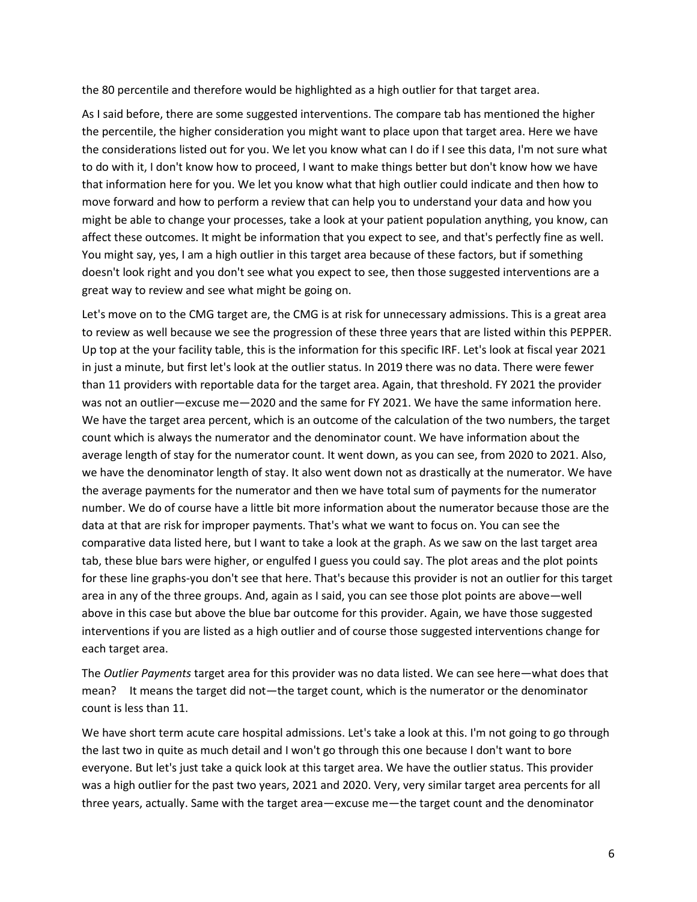the 80 percentile and therefore would be highlighted as a high outlier for that target area.

As I said before, there are some suggested interventions. The compare tab has mentioned the higher the percentile, the higher consideration you might want to place upon that target area. Here we have the considerations listed out for you. We let you know what can I do if I see this data, I'm not sure what to do with it, I don't know how to proceed, I want to make things better but don't know how we have that information here for you. We let you know what that high outlier could indicate and then how to move forward and how to perform a review that can help you to understand your data and how you might be able to change your processes, take a look at your patient population anything, you know, can affect these outcomes. It might be information that you expect to see, and that's perfectly fine as well. You might say, yes, I am a high outlier in this target area because of these factors, but if something doesn't look right and you don't see what you expect to see, then those suggested interventions are a great way to review and see what might be going on.

Let's move on to the CMG target are, the CMG is at risk for unnecessary admissions. This is a great area to review as well because we see the progression of these three years that are listed within this PEPPER. Up top at the your facility table, this is the information for this specific IRF. Let's look at fiscal year 2021 in just a minute, but first let's look at the outlier status. In 2019 there was no data. There were fewer than 11 providers with reportable data for the target area. Again, that threshold. FY 2021 the provider was not an outlier—excuse me—2020 and the same for FY 2021. We have the same information here. We have the target area percent, which is an outcome of the calculation of the two numbers, the target count which is always the numerator and the denominator count. We have information about the average length of stay for the numerator count. It went down, as you can see, from 2020 to 2021. Also, we have the denominator length of stay. It also went down not as drastically at the numerator. We have the average payments for the numerator and then we have total sum of payments for the numerator number. We do of course have a little bit more information about the numerator because those are the data at that are risk for improper payments. That's what we want to focus on. You can see the comparative data listed here, but I want to take a look at the graph. As we saw on the last target area tab, these blue bars were higher, or engulfed I guess you could say. The plot areas and the plot points for these line graphs-you don't see that here. That's because this provider is not an outlier for this target area in any of the three groups. And, again as I said, you can see those plot points are above—well above in this case but above the blue bar outcome for this provider. Again, we have those suggested interventions if you are listed as a high outlier and of course those suggested interventions change for each target area.

The *Outlier Payments* target area for this provider was no data listed. We can see here—what does that mean?  It means the target did not—the target count, which is the numerator or the denominator count is less than 11.

We have short term acute care hospital admissions. Let's take a look at this. I'm not going to go through the last two in quite as much detail and I won't go through this one because I don't want to bore everyone. But let's just take a quick look at this target area. We have the outlier status. This provider was a high outlier for the past two years, 2021 and 2020. Very, very similar target area percents for all three years, actually. Same with the target area—excuse me—the target count and the denominator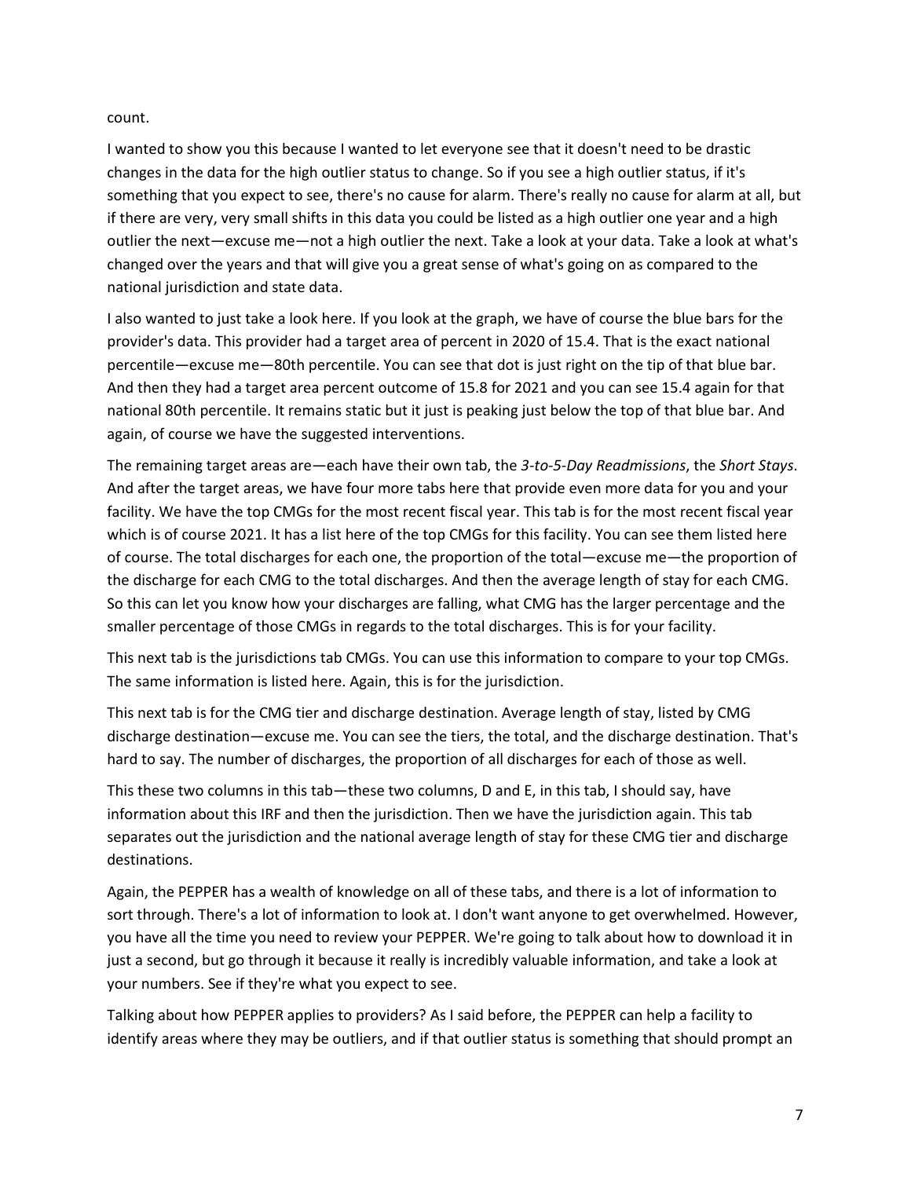count.

I wanted to show you this because I wanted to let everyone see that it doesn't need to be drastic changes in the data for the high outlier status to change. So if you see a high outlier status, if it's something that you expect to see, there's no cause for alarm. There's really no cause for alarm at all, but if there are very, very small shifts in this data you could be listed as a high outlier one year and a high outlier the next—excuse me—not a high outlier the next. Take a look at your data. Take a look at what's changed over the years and that will give you a great sense of what's going on as compared to the national jurisdiction and state data.

I also wanted to just take a look here. If you look at the graph, we have of course the blue bars for the provider's data. This provider had a target area of percent in 2020 of 15.4. That is the exact national percentile—excuse me—80th percentile. You can see that dot is just right on the tip of that blue bar. And then they had a target area percent outcome of 15.8 for 2021 and you can see 15.4 again for that national 80th percentile. It remains static but it just is peaking just below the top of that blue bar. And again, of course we have the suggested interventions.

The remaining target areas are—each have their own tab, the *3-to-5-Day Readmissions*, the *Short Stays*. And after the target areas, we have four more tabs here that provide even more data for you and your facility. We have the top CMGs for the most recent fiscal year. This tab is for the most recent fiscal year which is of course 2021. It has a list here of the top CMGs for this facility. You can see them listed here of course. The total discharges for each one, the proportion of the total—excuse me—the proportion of the discharge for each CMG to the total discharges. And then the average length of stay for each CMG. So this can let you know how your discharges are falling, what CMG has the larger percentage and the smaller percentage of those CMGs in regards to the total discharges. This is for your facility.

This next tab is the jurisdictions tab CMGs. You can use this information to compare to your top CMGs. The same information is listed here. Again, this is for the jurisdiction.

This next tab is for the CMG tier and discharge destination. Average length of stay, listed by CMG discharge destination—excuse me. You can see the tiers, the total, and the discharge destination. That's hard to say. The number of discharges, the proportion of all discharges for each of those as well.

This these two columns in this tab—these two columns, D and E, in this tab, I should say, have information about this IRF and then the jurisdiction. Then we have the jurisdiction again. This tab separates out the jurisdiction and the national average length of stay for these CMG tier and discharge destinations.

Again, the PEPPER has a wealth of knowledge on all of these tabs, and there is a lot of information to sort through. There's a lot of information to look at. I don't want anyone to get overwhelmed. However, you have all the time you need to review your PEPPER. We're going to talk about how to download it in just a second, but go through it because it really is incredibly valuable information, and take a look at your numbers. See if they're what you expect to see.

Talking about how PEPPER applies to providers? As I said before, the PEPPER can help a facility to identify areas where they may be outliers, and if that outlier status is something that should prompt an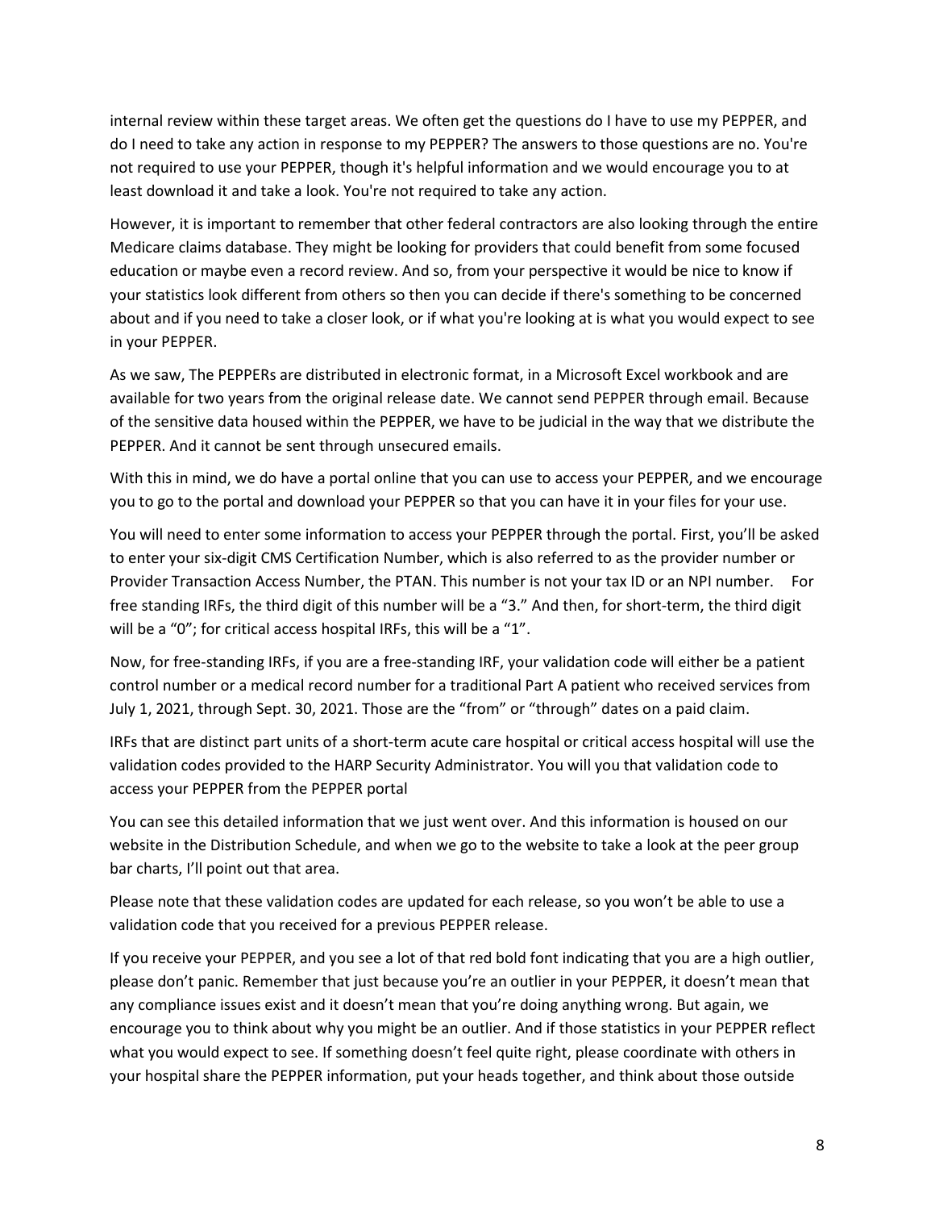internal review within these target areas. We often get the questions do I have to use my PEPPER, and do I need to take any action in response to my PEPPER? The answers to those questions are no. You're not required to use your PEPPER, though it's helpful information and we would encourage you to at least download it and take a look. You're not required to take any action.

However, it is important to remember that other federal contractors are also looking through the entire Medicare claims database. They might be looking for providers that could benefit from some focused education or maybe even a record review. And so, from your perspective it would be nice to know if your statistics look different from others so then you can decide if there's something to be concerned about and if you need to take a closer look, or if what you're looking at is what you would expect to see in your PEPPER.

As we saw, The PEPPERs are distributed in electronic format, in a Microsoft Excel workbook and are available for two years from the original release date. We cannot send PEPPER through email. Because of the sensitive data housed within the PEPPER, we have to be judicial in the way that we distribute the PEPPER. And it cannot be sent through unsecured emails.

With this in mind, we do have a portal online that you can use to access your PEPPER, and we encourage you to go to the portal and download your PEPPER so that you can have it in your files for your use.

You will need to enter some information to access your PEPPER through the portal. First, you'll be asked to enter your six-digit CMS Certification Number, which is also referred to as the provider number or Provider Transaction Access Number, the PTAN. This number is not your tax ID or an NPI number. For free standing IRFs, the third digit of this number will be a "3." And then, for short-term, the third digit will be a "0"; for critical access hospital IRFs, this will be a "1".

Now, for free-standing IRFs, if you are a free-standing IRF, your validation code will either be a patient control number or a medical record number for a traditional Part A patient who received services from July 1, 2021, through Sept. 30, 2021. Those are the "from" or "through" dates on a paid claim.

IRFs that are distinct part units of a short-term acute care hospital or critical access hospital will use the validation codes provided to the HARP Security Administrator. You will you that validation code to access your PEPPER from the PEPPER portal

You can see this detailed information that we just went over. And this information is housed on our website in the Distribution Schedule, and when we go to the website to take a look at the peer group bar charts, I'll point out that area.

Please note that these validation codes are updated for each release, so you won't be able to use a validation code that you received for a previous PEPPER release.

If you receive your PEPPER, and you see a lot of that red bold font indicating that you are a high outlier, please don't panic. Remember that just because you're an outlier in your PEPPER, it doesn't mean that any compliance issues exist and it doesn't mean that you're doing anything wrong. But again, we encourage you to think about why you might be an outlier. And if those statistics in your PEPPER reflect what you would expect to see. If something doesn't feel quite right, please coordinate with others in your hospital share the PEPPER information, put your heads together, and think about those outside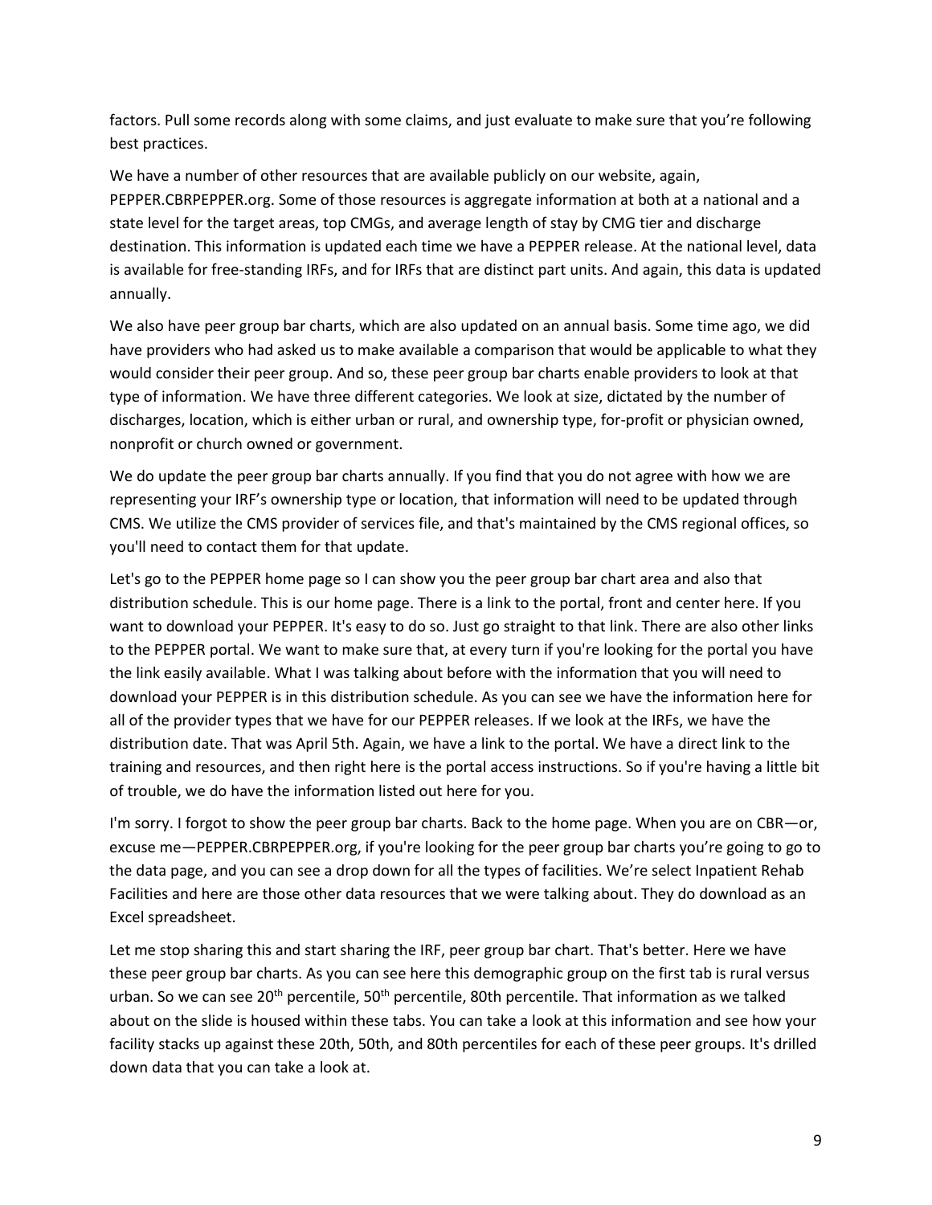factors. Pull some records along with some claims, and just evaluate to make sure that you're following best practices.

We have a number of other resources that are available publicly on our website, again, PEPPER.CBRPEPPER.org. Some of those resources is aggregate information at both at a national and a state level for the target areas, top CMGs, and average length of stay by CMG tier and discharge destination. This information is updated each time we have a PEPPER release. At the national level, data is available for free-standing IRFs, and for IRFs that are distinct part units. And again, this data is updated annually.

We also have peer group bar charts, which are also updated on an annual basis. Some time ago, we did have providers who had asked us to make available a comparison that would be applicable to what they would consider their peer group. And so, these peer group bar charts enable providers to look at that type of information. We have three different categories. We look at size, dictated by the number of discharges, location, which is either urban or rural, and ownership type, for-profit or physician owned, nonprofit or church owned or government.

We do update the peer group bar charts annually. If you find that you do not agree with how we are representing your IRF's ownership type or location, that information will need to be updated through CMS. We utilize the CMS provider of services file, and that's maintained by the CMS regional offices, so you'll need to contact them for that update.

Let's go to the PEPPER home page so I can show you the peer group bar chart area and also that distribution schedule. This is our home page. There is a link to the portal, front and center here. If you want to download your PEPPER. It's easy to do so. Just go straight to that link. There are also other links to the PEPPER portal. We want to make sure that, at every turn if you're looking for the portal you have the link easily available. What I was talking about before with the information that you will need to download your PEPPER is in this distribution schedule. As you can see we have the information here for all of the provider types that we have for our PEPPER releases. If we look at the IRFs, we have the distribution date. That was April 5th. Again, we have a link to the portal. We have a direct link to the training and resources, and then right here is the portal access instructions. So if you're having a little bit of trouble, we do have the information listed out here for you.

I'm sorry. I forgot to show the peer group bar charts. Back to the home page. When you are on CBR—or, excuse me—PEPPER.CBRPEPPER.org, if you're looking for the peer group bar charts you're going to go to the data page, and you can see a drop down for all the types of facilities. We're select Inpatient Rehab Facilities and here are those other data resources that we were talking about. They do download as an Excel spreadsheet.

Let me stop sharing this and start sharing the IRF, peer group bar chart. That's better. Here we have these peer group bar charts. As you can see here this demographic group on the first tab is rural versus urban. So we can see 20th percentile, 50th percentile, 80th percentile. That information as we talked about on the slide is housed within these tabs. You can take a look at this information and see how your facility stacks up against these 20th, 50th, and 80th percentiles for each of these peer groups. It's drilled down data that you can take a look at.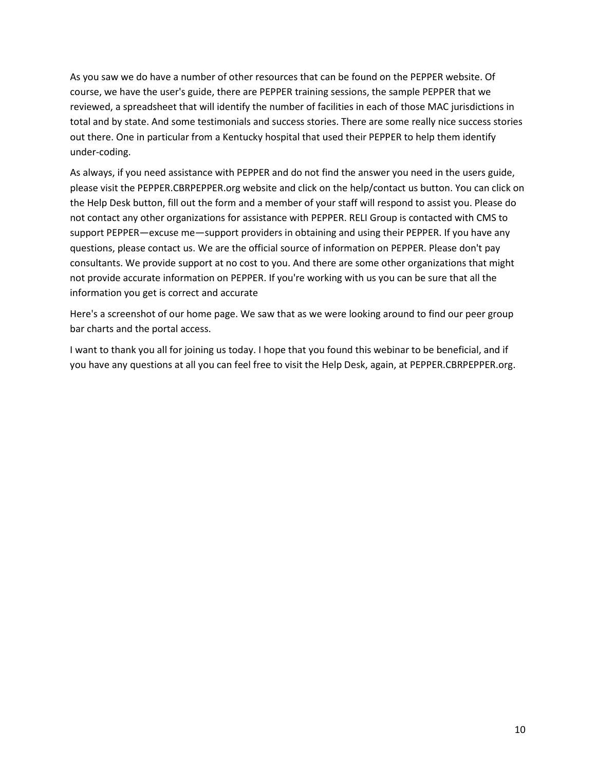As you saw we do have a number of other resources that can be found on the PEPPER website. Of course, we have the user's guide, there are PEPPER training sessions, the sample PEPPER that we reviewed, a spreadsheet that will identify the number of facilities in each of those MAC jurisdictions in total and by state. And some testimonials and success stories. There are some really nice success stories out there. One in particular from a Kentucky hospital that used their PEPPER to help them identify under-coding.

As always, if you need assistance with PEPPER and do not find the answer you need in the users guide, please visit the PEPPER.CBRPEPPER.org website and click on the help/contact us button. You can click on the Help Desk button, fill out the form and a member of your staff will respond to assist you. Please do not contact any other organizations for assistance with PEPPER. RELI Group is contacted with CMS to support PEPPER—excuse me—support providers in obtaining and using their PEPPER. If you have any questions, please contact us. We are the official source of information on PEPPER. Please don't pay consultants. We provide support at no cost to you. And there are some other organizations that might not provide accurate information on PEPPER. If you're working with us you can be sure that all the information you get is correct and accurate

Here's a screenshot of our home page. We saw that as we were looking around to find our peer group bar charts and the portal access.

I want to thank you all for joining us today. I hope that you found this webinar to be beneficial, and if you have any questions at all you can feel free to visit the Help Desk, again, at PEPPER.CBRPEPPER.org.